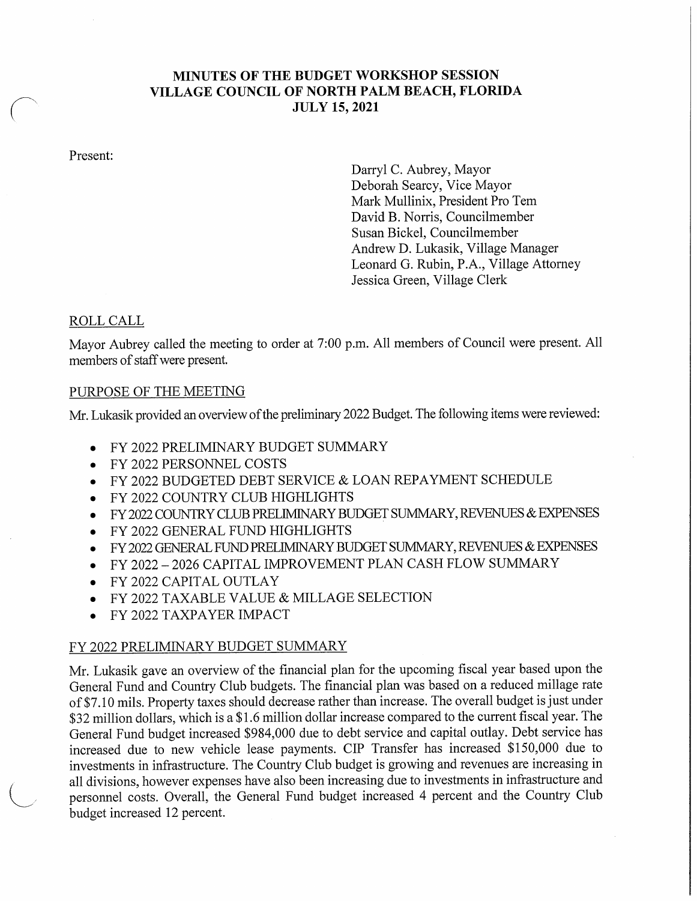# MINUTES OF THE BUDGET WORKSHOP SESSION
# VILLAGE COUNCIL OF NORTH PALM BEACH, FLORIDA
# JULY 15, 2021

Present:

Darryl C. Aubrey, Mayor
Deborah Searcy, Vice Mayor
Mark Mullinix, President Pro Tem
David B. Norris, Councilmember
Susan Bickel, Councilmember
Andrew D. Lukasik, Village Manager
Leonard G. Rubin, P.A., Village Attorney
Jessica Green, Village Clerk

## ROLL CALL

Mayor Aubrey called the meeting to order at 7:00 p.m. All members of Council were present. All members of staff were present.

## PURPOSE OF THE MEETING

Mr. Lukasik provided an overview of the preliminary 2022 Budget. The following items were reviewed:

- FY 2022 PRELIMINARY BUDGET SUMMARY
- FY 2022 PERSONNEL COSTS
- FY 2022 BUDGETED DEBT SERVICE & LOAN REPAYMENT SCHEDULE
- FY 2022 COUNTRY CLUB HIGHLIGHTS
- FY 2022 COUNTRY CLUB PRELIMINARY BUDGET SUMMARY, REVENUES & EXPENSES
- FY 2022 GENERAL FUND HIGHLIGHTS
- FY 2022 GENERAL FUND PRELIMINARY BUDGET SUMMARY, REVENUES & EXPENSES
- FY 2022 – 2026 CAPITAL IMPROVEMENT PLAN CASH FLOW SUMMARY
- FY 2022 CAPITAL OUTLAY
- FY 2022 TAXABLE VALUE & MILLAGE SELECTION
- FY 2022 TAXPAYER IMPACT

## FY 2022 PRELIMINARY BUDGET SUMMARY

Mr. Lukasik gave an overview of the financial plan for the upcoming fiscal year based upon the General Fund and Country Club budgets. The financial plan was based on a reduced millage rate of $7.10 mils. Property taxes should decrease rather than increase. The overall budget is just under $32 million dollars, which is a $1.6 million dollar increase compared to the current fiscal year. The General Fund budget increased $984,000 due to debt service and capital outlay. Debt service has increased due to new vehicle lease payments. CIP Transfer has increased $150,000 due to investments in infrastructure. The Country Club budget is growing and revenues are increasing in all divisions, however expenses have also been increasing due to investments in infrastructure and personnel costs. Overall, the General Fund budget increased 4 percent and the Country Club budget increased 12 percent.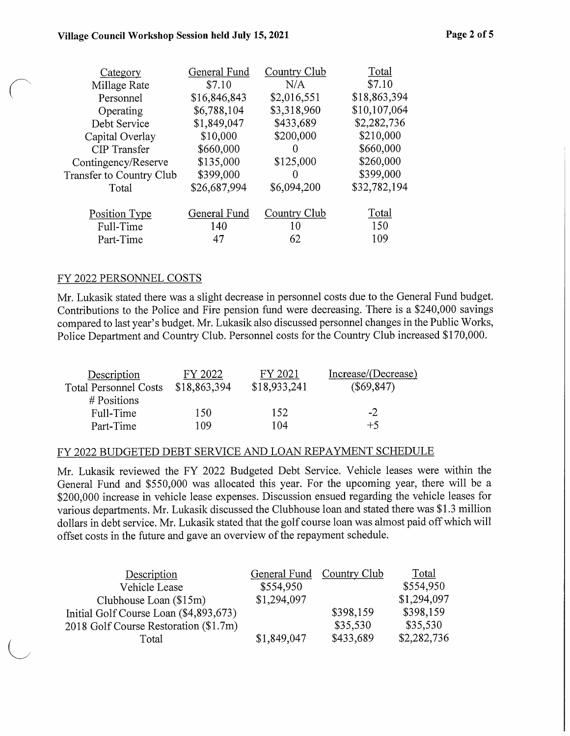| Category | General Fund | Country Club | Total |
|---|---|---|---|
| Millage Rate | $7.10 | N/A | $7.10 |
| Personnel | $16,846,843 | $2,016,551 | $18,863,394 |
| Operating | $6,788,104 | $3,318,960 | $10,107,064 |
| Debt Service | $1,849,047 | $433,689 | $2,282,736 |
| Capital Overlay | $10,000 | $200,000 | $210,000 |
| CIP Transfer | $660,000 | 0 | $660,000 |
| Contingency/Reserve | $135,000 | $125,000 | $260,000 |
| Transfer to Country Club | $399,000 | 0 | $399,000 |
| Total | $26,687,994 | $6,094,200 | $32,782,194 |

| Position Type | General Fund | Country Club | Total |
|---|---|---|---|
| Full-Time | 140 | 10 | 150 |
| Part-Time | 47 | 62 | 109 |

## FY 2022 PERSONNEL COSTS

Mr. Lukasik stated there was a slight decrease in personnel costs due to the General Fund budget. Contributions to the Police and Fire pension fund were decreasing. There is a $240,000 savings compared to last year's budget. Mr. Lukasik also discussed personnel changes in the Public Works, Police Department and Country Club. Personnel costs for the Country Club increased $170,000.

| Description | FY 2022 | FY 2021 | Increase/(Decrease) |
|---|---|---|---|
| Total Personnel Costs | $18,863,394 | $18,933,241 | ($69,847) |
| # Positions | | | |
| Full-Time | 150 | 152 | -2 |
| Part-Time | 109 | 104 | +5 |

## FY 2022 BUDGETED DEBT SERVICE AND LOAN REPAYMENT SCHEDULE

Mr. Lukasik reviewed the FY 2022 Budgeted Debt Service. Vehicle leases were within the General Fund and $550,000 was allocated this year. For the upcoming year, there will be a $200,000 increase in vehicle lease expenses. Discussion ensued regarding the vehicle leases for various departments. Mr. Lukasik discussed the Clubhouse loan and stated there was $1.3 million dollars in debt service. Mr. Lukasik stated that the golf course loan was almost paid off which will offset costs in the future and gave an overview of the repayment schedule.

| Description | General Fund | Country Club | Total |
|---|---|---|---|
| Vehicle Lease | $554,950 | | $554,950 |
| Clubhouse Loan ($15m) | $1,294,097 | | $1,294,097 |
| Initial Golf Course Loan ($4,893,673) | | $398,159 | $398,159 |
| 2018 Golf Course Restoration ($1.7m) | | $35,530 | $35,530 |
| Total | $1,849,047 | $433,689 | $2,282,736 |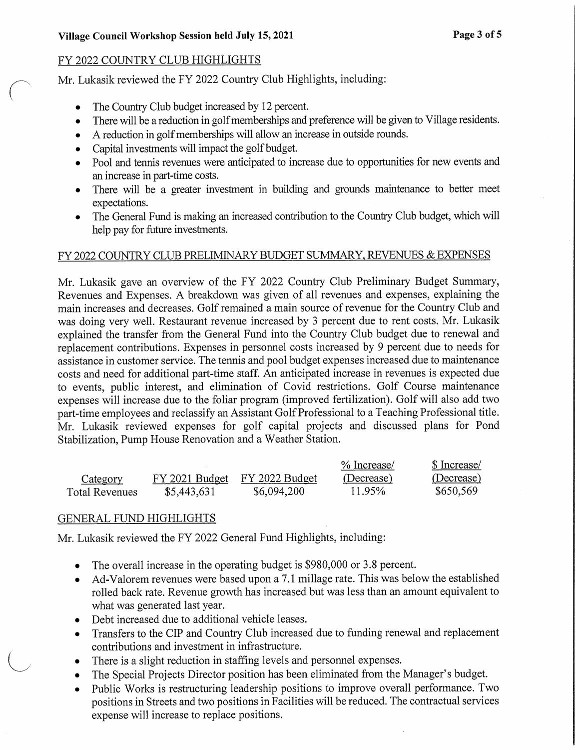## FY 2022 COUNTRY CLUB HIGHLIGHTS

Mr. Lukasik reviewed the FY 2022 Country Club Highlights, including:

- The Country Club budget increased by 12 percent.
- There will be a reduction in golf memberships and preference will be given to Village residents.
- A reduction in golf memberships will allow an increase in outside rounds.
- Capital investments will impact the golf budget.
- Pool and tennis revenues were anticipated to increase due to opportunities for new events and an increase in part-time costs.
- There will be a greater investment in building and grounds maintenance to better meet expectations.
- The General Fund is making an increased contribution to the Country Club budget, which will help pay for future investments.

## FY 2022 COUNTRY CLUB PRELIMINARY BUDGET SUMMARY, REVENUES & EXPENSES

Mr. Lukasik gave an overview of the FY 2022 Country Club Preliminary Budget Summary, Revenues and Expenses. A breakdown was given of all revenues and expenses, explaining the main increases and decreases. Golf remained a main source of revenue for the Country Club and was doing very well. Restaurant revenue increased by 3 percent due to rent costs. Mr. Lukasik explained the transfer from the General Fund into the Country Club budget due to renewal and replacement contributions. Expenses in personnel costs increased by 9 percent due to needs for assistance in customer service. The tennis and pool budget expenses increased due to maintenance costs and need for additional part-time staff. An anticipated increase in revenues is expected due to events, public interest, and elimination of Covid restrictions. Golf Course maintenance expenses will increase due to the foliar program (improved fertilization). Golf will also add two part-time employees and reclassify an Assistant Golf Professional to a Teaching Professional title. Mr. Lukasik reviewed expenses for golf capital projects and discussed plans for Pond Stabilization, Pump House Renovation and a Weather Station.

| Category | FY 2021 Budget | FY 2022 Budget | % Increase/ (Decrease) | $ Increase/ (Decrease) |
|---|---|---|---|---|
| Total Revenues | $5,443,631 | $6,094,200 | 11.95% | $650,569 |

## GENERAL FUND HIGHLIGHTS

Mr. Lukasik reviewed the FY 2022 General Fund Highlights, including:

- The overall increase in the operating budget is $980,000 or 3.8 percent.
- Ad-Valorem revenues were based upon a 7.1 millage rate. This was below the established rolled back rate. Revenue growth has increased but was less than an amount equivalent to what was generated last year.
- Debt increased due to additional vehicle leases.
- Transfers to the CIP and Country Club increased due to funding renewal and replacement contributions and investment in infrastructure.
- There is a slight reduction in staffing levels and personnel expenses.
- The Special Projects Director position has been eliminated from the Manager's budget.
- Public Works is restructuring leadership positions to improve overall performance. Two positions in Streets and two positions in Facilities will be reduced. The contractual services expense will increase to replace positions.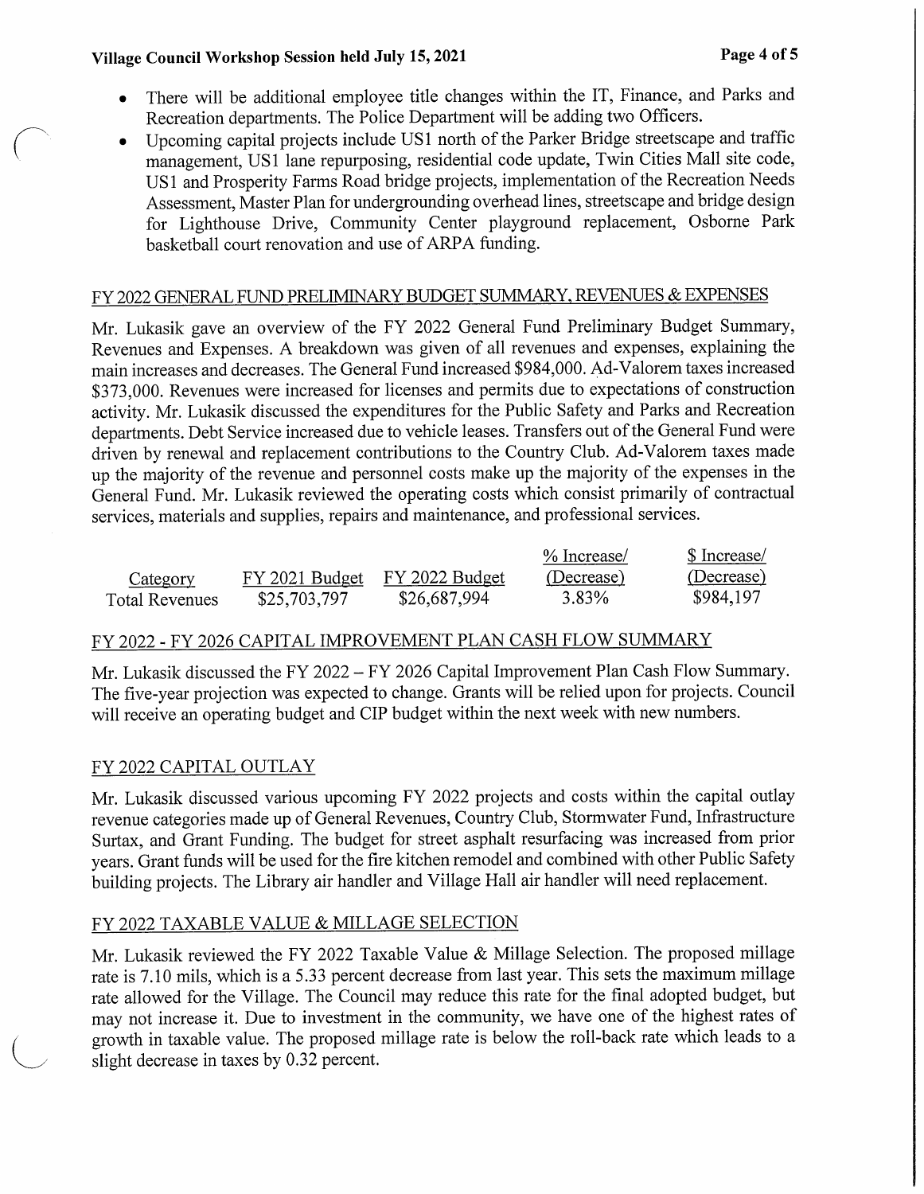- There will be additional employee title changes within the IT, Finance, and Parks and Recreation departments. The Police Department will be adding two Officers.
- Upcoming capital projects include US1 north of the Parker Bridge streetscape and traffic management, US1 lane repurposing, residential code update, Twin Cities Mall site code, US1 and Prosperity Farms Road bridge projects, implementation of the Recreation Needs Assessment, Master Plan for undergrounding overhead lines, streetscape and bridge design for Lighthouse Drive, Community Center playground replacement, Osborne Park basketball court renovation and use of ARPA funding.

## FY 2022 GENERAL FUND PRELIMINARY BUDGET SUMMARY, REVENUES & EXPENSES

Mr. Lukasik gave an overview of the FY 2022 General Fund Preliminary Budget Summary, Revenues and Expenses. A breakdown was given of all revenues and expenses, explaining the main increases and decreases. The General Fund increased $984,000. Ad-Valorem taxes increased $373,000. Revenues were increased for licenses and permits due to expectations of construction activity. Mr. Lukasik discussed the expenditures for the Public Safety and Parks and Recreation departments. Debt Service increased due to vehicle leases. Transfers out of the General Fund were driven by renewal and replacement contributions to the Country Club. Ad-Valorem taxes made up the majority of the revenue and personnel costs make up the majority of the expenses in the General Fund. Mr. Lukasik reviewed the operating costs which consist primarily of contractual services, materials and supplies, repairs and maintenance, and professional services.

| Category | FY 2021 Budget | FY 2022 Budget | % Increase/ (Decrease) | $ Increase/ (Decrease) |
|---|---|---|---|---|
| Total Revenues | $25,703,797 | $26,687,994 | 3.83% | $984,197 |

## FY 2022 - FY 2026 CAPITAL IMPROVEMENT PLAN CASH FLOW SUMMARY

Mr. Lukasik discussed the FY 2022 – FY 2026 Capital Improvement Plan Cash Flow Summary. The five-year projection was expected to change. Grants will be relied upon for projects. Council will receive an operating budget and CIP budget within the next week with new numbers.

## FY 2022 CAPITAL OUTLAY

Mr. Lukasik discussed various upcoming FY 2022 projects and costs within the capital outlay revenue categories made up of General Revenues, Country Club, Stormwater Fund, Infrastructure Surtax, and Grant Funding. The budget for street asphalt resurfacing was increased from prior years. Grant funds will be used for the fire kitchen remodel and combined with other Public Safety building projects. The Library air handler and Village Hall air handler will need replacement.

## FY 2022 TAXABLE VALUE & MILLAGE SELECTION

Mr. Lukasik reviewed the FY 2022 Taxable Value & Millage Selection. The proposed millage rate is 7.10 mils, which is a 5.33 percent decrease from last year. This sets the maximum millage rate allowed for the Village. The Council may reduce this rate for the final adopted budget, but may not increase it. Due to investment in the community, we have one of the highest rates of growth in taxable value. The proposed millage rate is below the roll-back rate which leads to a slight decrease in taxes by 0.32 percent.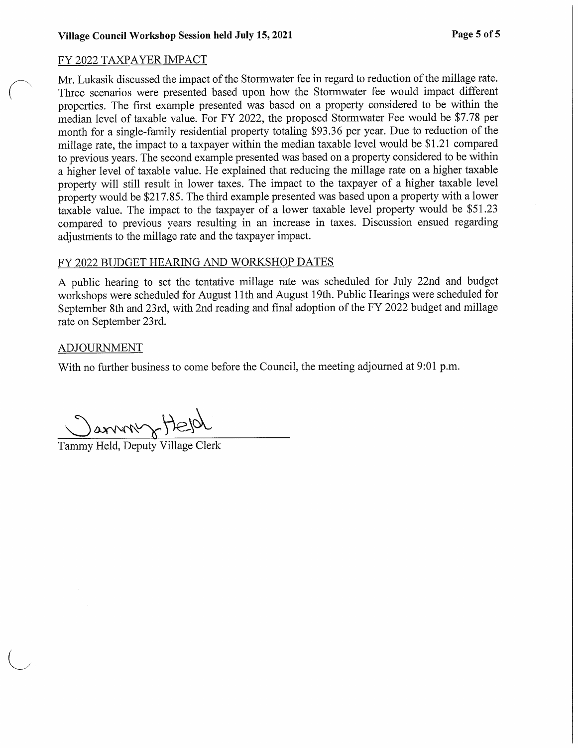## FY 2022 TAXPAYER IMPACT

Mr. Lukasik discussed the impact of the Stormwater fee in regard to reduction of the millage rate. Three scenarios were presented based upon how the Stormwater fee would impact different properties. The first example presented was based on a property considered to be within the median level of taxable value. For FY 2022, the proposed Stormwater Fee would be $7.78 per month for a single-family residential property totaling $93.36 per year. Due to reduction of the millage rate, the impact to a taxpayer within the median taxable level would be $1.21 compared to previous years. The second example presented was based on a property considered to be within a higher level of taxable value. He explained that reducing the millage rate on a higher taxable property will still result in lower taxes. The impact to the taxpayer of a higher taxable level property would be $217.85. The third example presented was based upon a property with a lower taxable value. The impact to the taxpayer of a lower taxable level property would be $51.23 compared to previous years resulting in an increase in taxes. Discussion ensued regarding adjustments to the millage rate and the taxpayer impact.

## FY 2022 BUDGET HEARING AND WORKSHOP DATES

A public hearing to set the tentative millage rate was scheduled for July 22nd and budget workshops were scheduled for August 11th and August 19th. Public Hearings were scheduled for September 8th and 23rd, with 2nd reading and final adoption of the FY 2022 budget and millage rate on September 23rd.

## ADJOURNMENT

With no further business to come before the Council, the meeting adjourned at 9:01 p.m.

Tammy Held

Tammy Held, Deputy Village Clerk